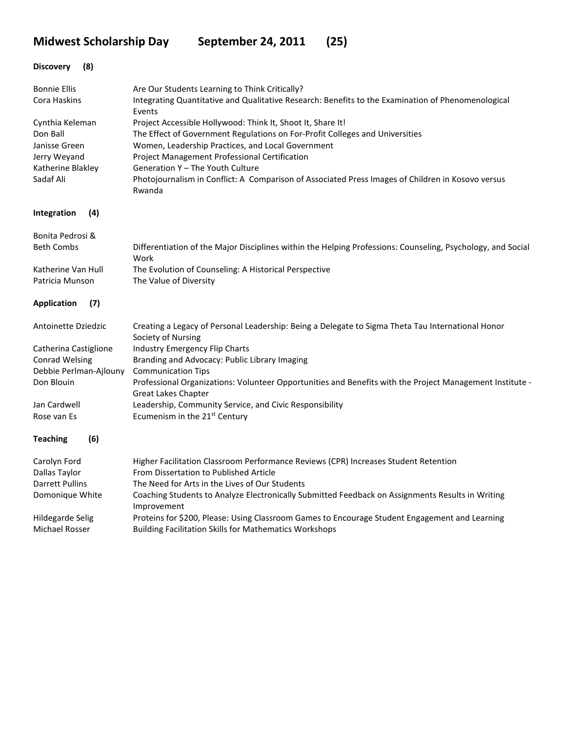# Midwest Scholarship Day September 24, 2011 (25)

### Discovery (8)

| | |
|---|---|
| Bonnie Ellis | Are Our Students Learning to Think Critically? |
| Cora Haskins | Integrating Quantitative and Qualitative Research: Benefits to the Examination of Phenomenological Events |
| Cynthia Keleman | Project Accessible Hollywood: Think It, Shoot It, Share It! |
| Don Ball | The Effect of Government Regulations on For-Profit Colleges and Universities |
| Janisse Green | Women, Leadership Practices, and Local Government |
| Jerry Weyand | Project Management Professional Certification |
| Katherine Blakley | Generation Y – The Youth Culture |
| Sadaf Ali | Photojournalism in Conflict: A Comparison of Associated Press Images of Children in Kosovo versus Rwanda |

### Integration (4)

| | |
|---|---|
| Bonita Pedrosi & Beth Combs | Differentiation of the Major Disciplines within the Helping Professions: Counseling, Psychology, and Social Work |
| Katherine Van Hull | The Evolution of Counseling: A Historical Perspective |
| Patricia Munson | The Value of Diversity |

### Application (7)

| | |
|---|---|
| Antoinette Dziedzic | Creating a Legacy of Personal Leadership: Being a Delegate to Sigma Theta Tau International Honor Society of Nursing |
| Catherina Castiglione | Industry Emergency Flip Charts |
| Conrad Welsing | Branding and Advocacy: Public Library Imaging |
| Debbie Perlman-Ajlouny | Communication Tips |
| Don Blouin | Professional Organizations: Volunteer Opportunities and Benefits with the Project Management Institute - Great Lakes Chapter |
| Jan Cardwell | Leadership, Community Service, and Civic Responsibility |
| Rose van Es | Ecumenism in the 21st Century |

### Teaching (6)

| | |
|---|---|
| Carolyn Ford | Higher Facilitation Classroom Performance Reviews (CPR) Increases Student Retention |
| Dallas Taylor | From Dissertation to Published Article |
| Darrett Pullins | The Need for Arts in the Lives of Our Students |
| Domonique White | Coaching Students to Analyze Electronically Submitted Feedback on Assignments Results in Writing Improvement |
| Hildegarde Selig | Proteins for $200, Please: Using Classroom Games to Encourage Student Engagement and Learning |
| Michael Rosser | Building Facilitation Skills for Mathematics Workshops |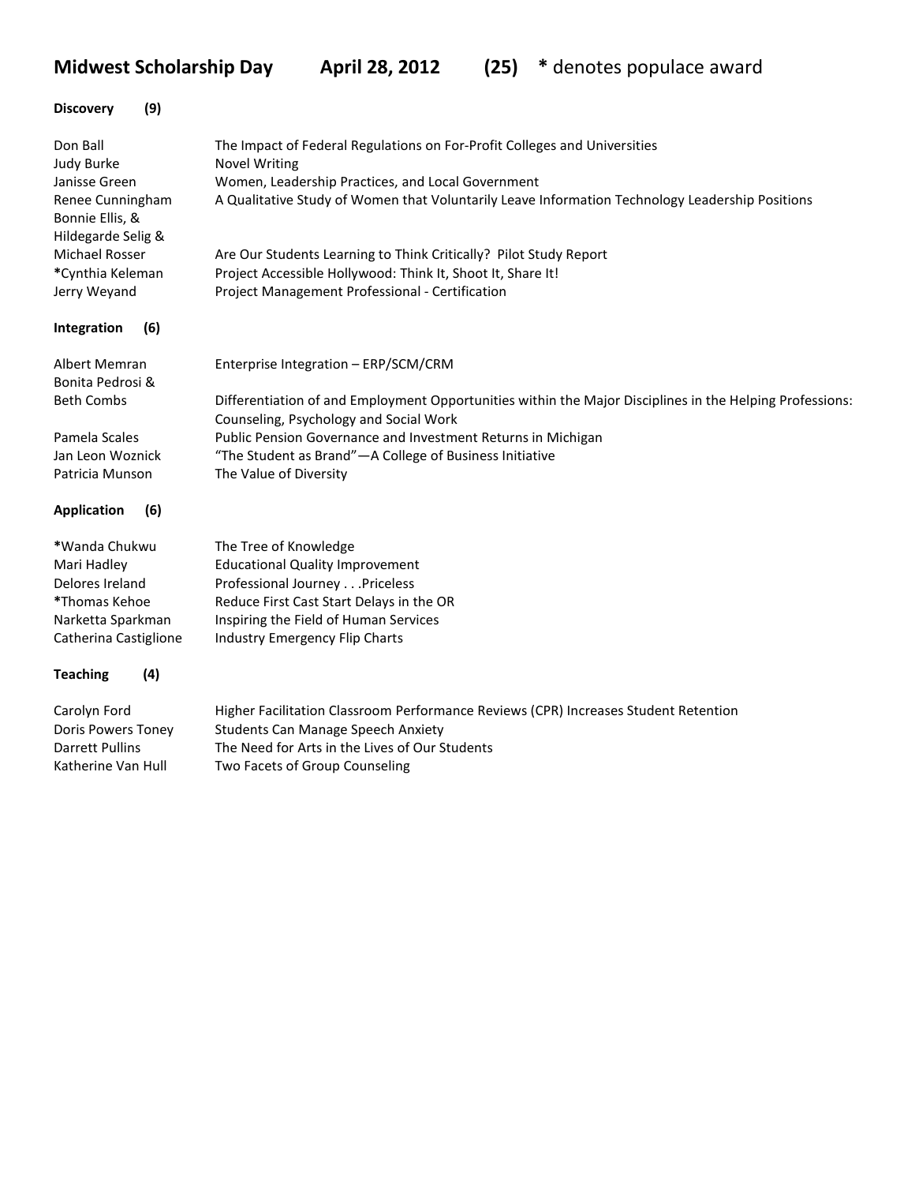## Midwest Scholarship Day April 28, 2012 (25) * denotes populace award

**Discovery (9)**

| | |
|---|---|
| Don Ball | The Impact of Federal Regulations on For-Profit Colleges and Universities |
| Judy Burke | Novel Writing |
| Janisse Green | Women, Leadership Practices, and Local Government |
| Renee Cunningham | A Qualitative Study of Women that Voluntarily Leave Information Technology Leadership Positions |
| Bonnie Ellis, & Hildegarde Selig & Michael Rosser | Are Our Students Learning to Think Critically? Pilot Study Report |
| *Cynthia Keleman | Project Accessible Hollywood: Think It, Shoot It, Share It! |
| Jerry Weyand | Project Management Professional - Certification |

**Integration (6)**

| | |
|---|---|
| Albert Memran | Enterprise Integration – ERP/SCM/CRM |
| Bonita Pedrosi & Beth Combs | Differentiation of and Employment Opportunities within the Major Disciplines in the Helping Professions: Counseling, Psychology and Social Work |
| Pamela Scales | Public Pension Governance and Investment Returns in Michigan |
| Jan Leon Woznick | "The Student as Brand"—A College of Business Initiative |
| Patricia Munson | The Value of Diversity |

**Application (6)**

| | |
|---|---|
| *Wanda Chukwu | The Tree of Knowledge |
| Mari Hadley | Educational Quality Improvement |
| Delores Ireland | Professional Journey . . .Priceless |
| *Thomas Kehoe | Reduce First Cast Start Delays in the OR |
| Narketta Sparkman | Inspiring the Field of Human Services |
| Catherina Castiglione | Industry Emergency Flip Charts |

**Teaching (4)**

| | |
|---|---|
| Carolyn Ford | Higher Facilitation Classroom Performance Reviews (CPR) Increases Student Retention |
| Doris Powers Toney | Students Can Manage Speech Anxiety |
| Darrett Pullins | The Need for Arts in the Lives of Our Students |
| Katherine Van Hull | Two Facets of Group Counseling |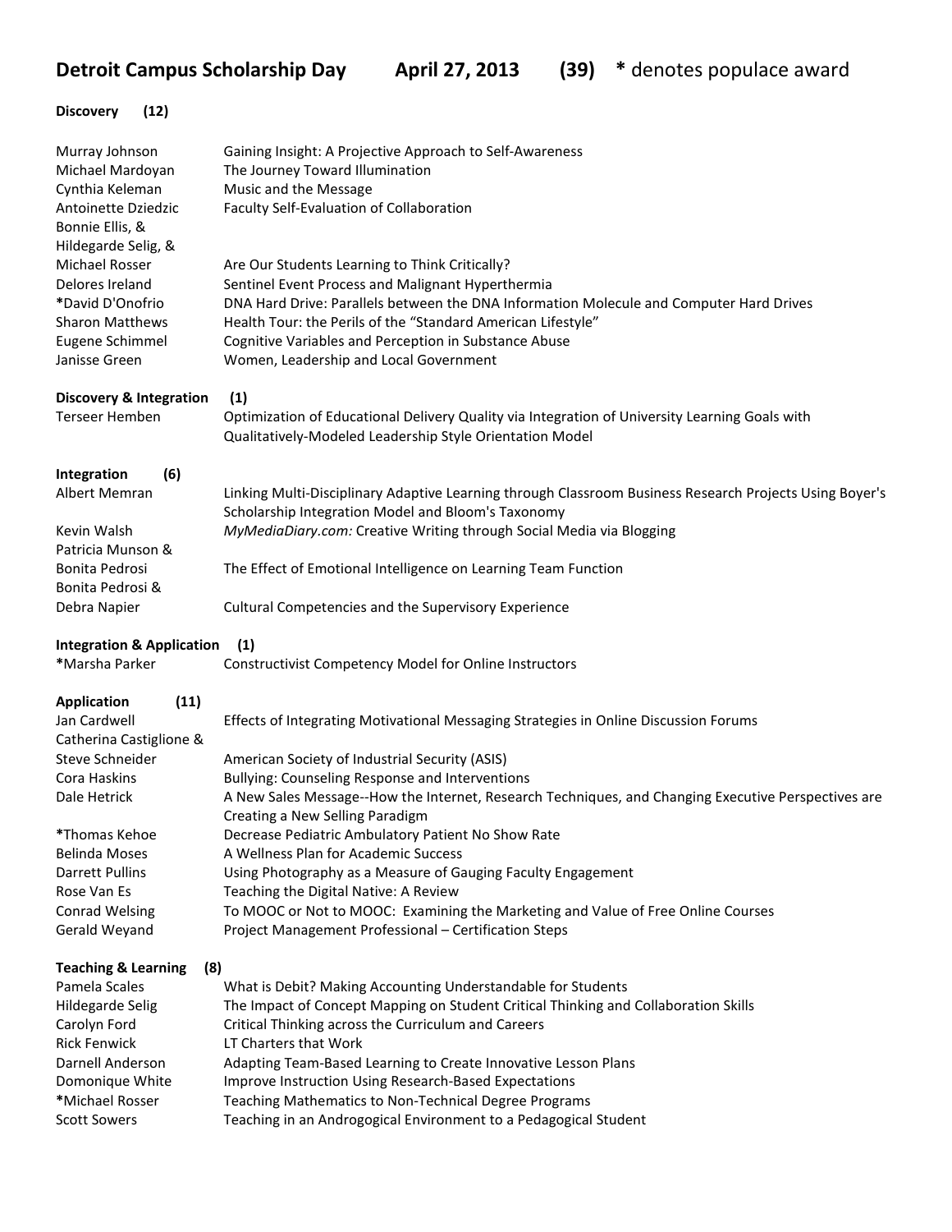# Detroit Campus Scholarship Day April 27, 2013 (39) * denotes populace award

**Discovery (12)**

| Presenter(s) | Title |
|---|---|
| Murray Johnson | Gaining Insight: A Projective Approach to Self-Awareness |
| Michael Mardoyan | The Journey Toward Illumination |
| Cynthia Keleman | Music and the Message |
| Antoinette Dziedzic | Faculty Self-Evaluation of Collaboration |
| Bonnie Ellis, & Hildegarde Selig, & Michael Rosser | Are Our Students Learning to Think Critically? |
| Delores Ireland | Sentinel Event Process and Malignant Hyperthermia |
| *David D'Onofrio | DNA Hard Drive: Parallels between the DNA Information Molecule and Computer Hard Drives |
| Sharon Matthews | Health Tour: the Perils of the "Standard American Lifestyle" |
| Eugene Schimmel | Cognitive Variables and Perception in Substance Abuse |
| Janisse Green | Women, Leadership and Local Government |

**Discovery & Integration (1)**

| Presenter(s) | Title |
|---|---|
| Terseer Hemben | Optimization of Educational Delivery Quality via Integration of University Learning Goals with Qualitatively-Modeled Leadership Style Orientation Model |

**Integration (6)**

| Presenter(s) | Title |
|---|---|
| Albert Memran | Linking Multi-Disciplinary Adaptive Learning through Classroom Business Research Projects Using Boyer's Scholarship Integration Model and Bloom's Taxonomy |
| Kevin Walsh | *MyMediaDiary.com:* Creative Writing through Social Media via Blogging |
| Patricia Munson & Bonita Pedrosi | The Effect of Emotional Intelligence on Learning Team Function |
| Bonita Pedrosi & Debra Napier | Cultural Competencies and the Supervisory Experience |

**Integration & Application (1)**

| Presenter(s) | Title |
|---|---|
| *Marsha Parker | Constructivist Competency Model for Online Instructors |

**Application (11)**

| Presenter(s) | Title |
|---|---|
| Jan Cardwell | Effects of Integrating Motivational Messaging Strategies in Online Discussion Forums |
| Catherina Castiglione & Steve Schneider | American Society of Industrial Security (ASIS) |
| Cora Haskins | Bullying: Counseling Response and Interventions |
| Dale Hetrick | A New Sales Message--How the Internet, Research Techniques, and Changing Executive Perspectives are Creating a New Selling Paradigm |
| *Thomas Kehoe | Decrease Pediatric Ambulatory Patient No Show Rate |
| Belinda Moses | A Wellness Plan for Academic Success |
| Darrett Pullins | Using Photography as a Measure of Gauging Faculty Engagement |
| Rose Van Es | Teaching the Digital Native: A Review |
| Conrad Welsing | To MOOC or Not to MOOC: Examining the Marketing and Value of Free Online Courses |
| Gerald Weyand | Project Management Professional – Certification Steps |

**Teaching & Learning (8)**

| Presenter(s) | Title |
|---|---|
| Pamela Scales | What is Debit? Making Accounting Understandable for Students |
| Hildegarde Selig | The Impact of Concept Mapping on Student Critical Thinking and Collaboration Skills |
| Carolyn Ford | Critical Thinking across the Curriculum and Careers |
| Rick Fenwick | LT Charters that Work |
| Darnell Anderson | Adapting Team-Based Learning to Create Innovative Lesson Plans |
| Domonique White | Improve Instruction Using Research-Based Expectations |
| *Michael Rosser | Teaching Mathematics to Non-Technical Degree Programs |
| Scott Sowers | Teaching in an Androgogical Environment to a Pedagogical Student |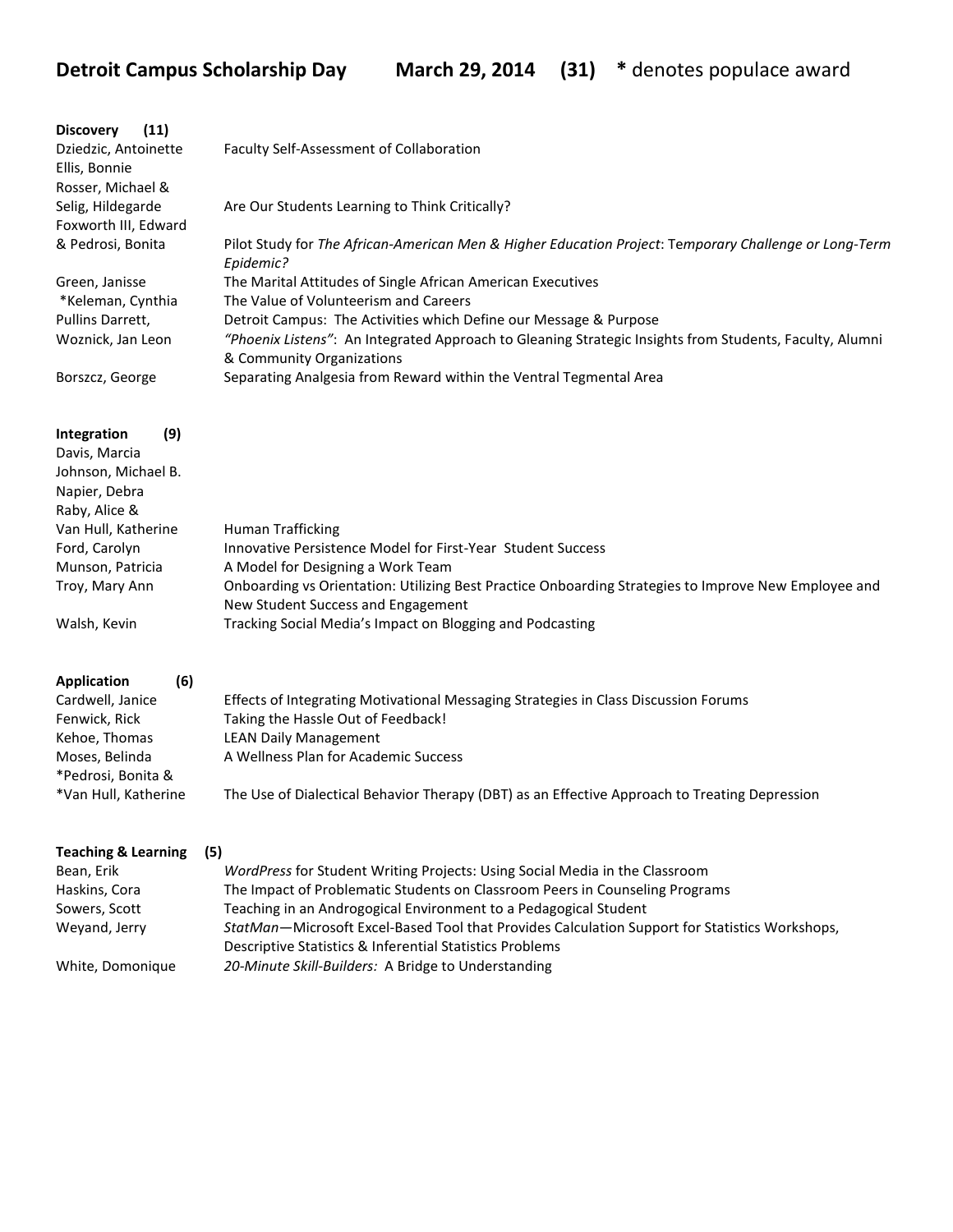# Detroit Campus Scholarship Day March 29, 2014 (31) * denotes populace award

## Discovery (11)

| Presenter(s) | Title |
|---|---|
| Dziedzic, Antoinette | Faculty Self-Assessment of Collaboration |
| Ellis, Bonnie<br>Rosser, Michael &<br>Selig, Hildegarde | Are Our Students Learning to Think Critically? |
| Foxworth III, Edward<br>& Pedrosi, Bonita | Pilot Study for *The African-American Men & Higher Education Project*: Temporary Challenge or Long-Term *Epidemic?* |
| Green, Janisse | The Marital Attitudes of Single African American Executives |
| *Keleman, Cynthia | The Value of Volunteerism and Careers |
| Pullins Darrett, | Detroit Campus: The Activities which Define our Message & Purpose |
| Woznick, Jan Leon | *"Phoenix Listens"*: An Integrated Approach to Gleaning Strategic Insights from Students, Faculty, Alumni & Community Organizations |
| Borszcz, George | Separating Analgesia from Reward within the Ventral Tegmental Area |

## Integration (9)

| Presenter(s) | Title |
|---|---|
| Davis, Marcia<br>Johnson, Michael B.<br>Napier, Debra<br>Raby, Alice &<br>Van Hull, Katherine | Human Trafficking |
| Ford, Carolyn | Innovative Persistence Model for First-Year Student Success |
| Munson, Patricia | A Model for Designing a Work Team |
| Troy, Mary Ann | Onboarding vs Orientation: Utilizing Best Practice Onboarding Strategies to Improve New Employee and New Student Success and Engagement |
| Walsh, Kevin | Tracking Social Media's Impact on Blogging and Podcasting |

## Application (6)

| Presenter(s) | Title |
|---|---|
| Cardwell, Janice | Effects of Integrating Motivational Messaging Strategies in Class Discussion Forums |
| Fenwick, Rick | Taking the Hassle Out of Feedback! |
| Kehoe, Thomas | LEAN Daily Management |
| Moses, Belinda | A Wellness Plan for Academic Success |
| *Pedrosi, Bonita &<br>*Van Hull, Katherine | The Use of Dialectical Behavior Therapy (DBT) as an Effective Approach to Treating Depression |

## Teaching & Learning (5)

| Presenter(s) | Title |
|---|---|
| Bean, Erik | *WordPress* for Student Writing Projects: Using Social Media in the Classroom |
| Haskins, Cora | The Impact of Problematic Students on Classroom Peers in Counseling Programs |
| Sowers, Scott | Teaching in an Androgogical Environment to a Pedagogical Student |
| Weyand, Jerry | *StatMan*—Microsoft Excel-Based Tool that Provides Calculation Support for Statistics Workshops, Descriptive Statistics & Inferential Statistics Problems |
| White, Domonique | *20-Minute Skill-Builders:* A Bridge to Understanding |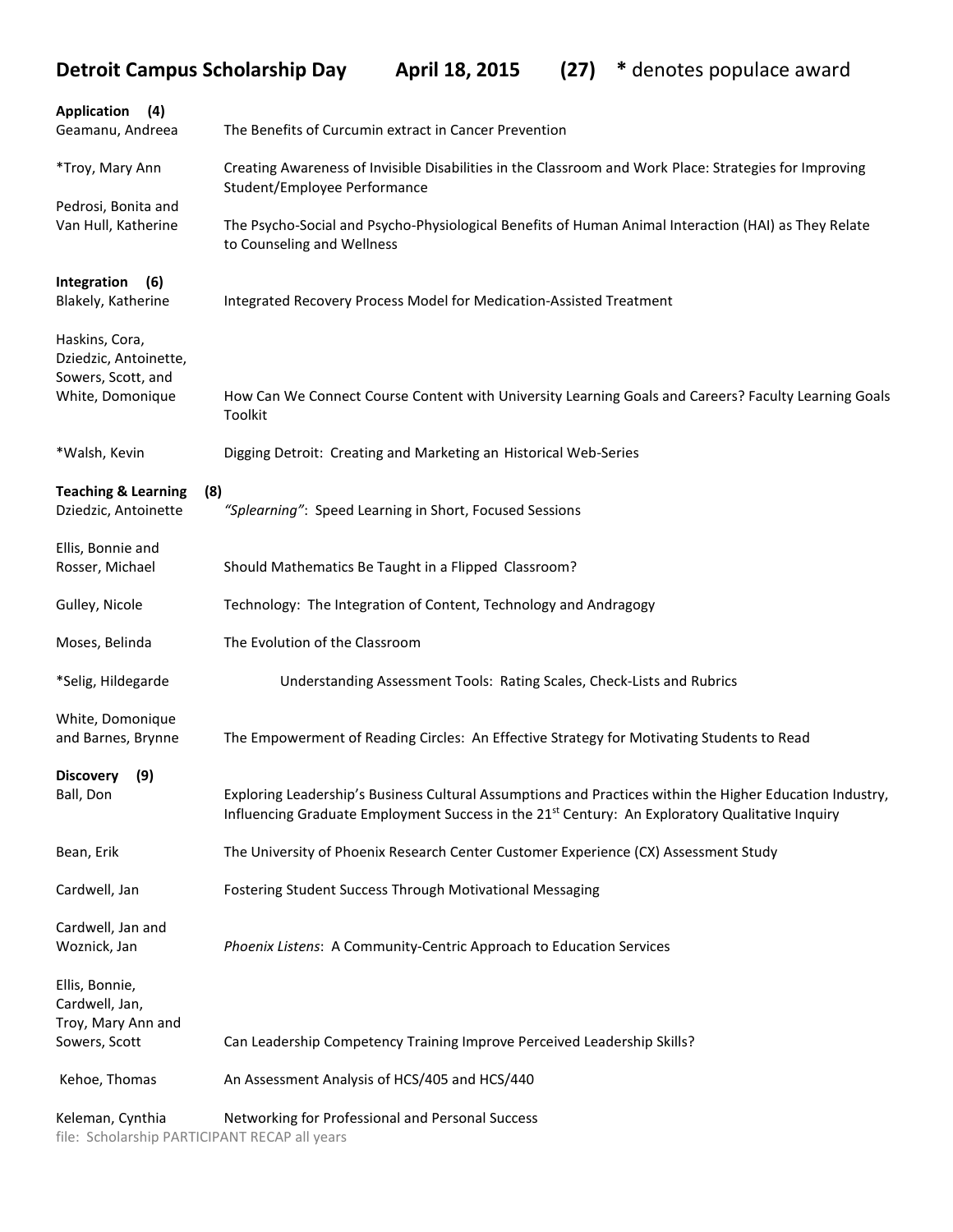# Detroit Campus Scholarship Day    April 18, 2015    (27)    * denotes populace award

| | |
|---|---|
| **Application (4)** | |
| Geamanu, Andreea | The Benefits of Curcumin extract in Cancer Prevention |
| *Troy, Mary Ann | Creating Awareness of Invisible Disabilities in the Classroom and Work Place: Strategies for Improving Student/Employee Performance |
| Pedrosi, Bonita and Van Hull, Katherine | The Psycho-Social and Psycho-Physiological Benefits of Human Animal Interaction (HAI) as They Relate to Counseling and Wellness |
| **Integration (6)** | |
| Blakely, Katherine | Integrated Recovery Process Model for Medication-Assisted Treatment |
| Haskins, Cora, Dziedzic, Antoinette, Sowers, Scott, and White, Domonique | How Can We Connect Course Content with University Learning Goals and Careers? Faculty Learning Goals Toolkit |
| *Walsh, Kevin | Digging Detroit: Creating and Marketing an Historical Web-Series |
| **Teaching & Learning (8)** | |
| Dziedzic, Antoinette | *"Splearning"*: Speed Learning in Short, Focused Sessions |
| Ellis, Bonnie and Rosser, Michael | Should Mathematics Be Taught in a Flipped Classroom? |
| Gulley, Nicole | Technology: The Integration of Content, Technology and Andragogy |
| Moses, Belinda | The Evolution of the Classroom |
| *Selig, Hildegarde | Understanding Assessment Tools: Rating Scales, Check-Lists and Rubrics |
| White, Domonique and Barnes, Brynne | The Empowerment of Reading Circles: An Effective Strategy for Motivating Students to Read |
| **Discovery (9)** | |
| Ball, Don | Exploring Leadership's Business Cultural Assumptions and Practices within the Higher Education Industry, Influencing Graduate Employment Success in the 21st Century: An Exploratory Qualitative Inquiry |
| Bean, Erik | The University of Phoenix Research Center Customer Experience (CX) Assessment Study |
| Cardwell, Jan | Fostering Student Success Through Motivational Messaging |
| Cardwell, Jan and Woznick, Jan | *Phoenix Listens*: A Community-Centric Approach to Education Services |
| Ellis, Bonnie, Cardwell, Jan, Troy, Mary Ann and Sowers, Scott | Can Leadership Competency Training Improve Perceived Leadership Skills? |
| Kehoe, Thomas | An Assessment Analysis of HCS/405 and HCS/440 |
| Keleman, Cynthia | Networking for Professional and Personal Success |